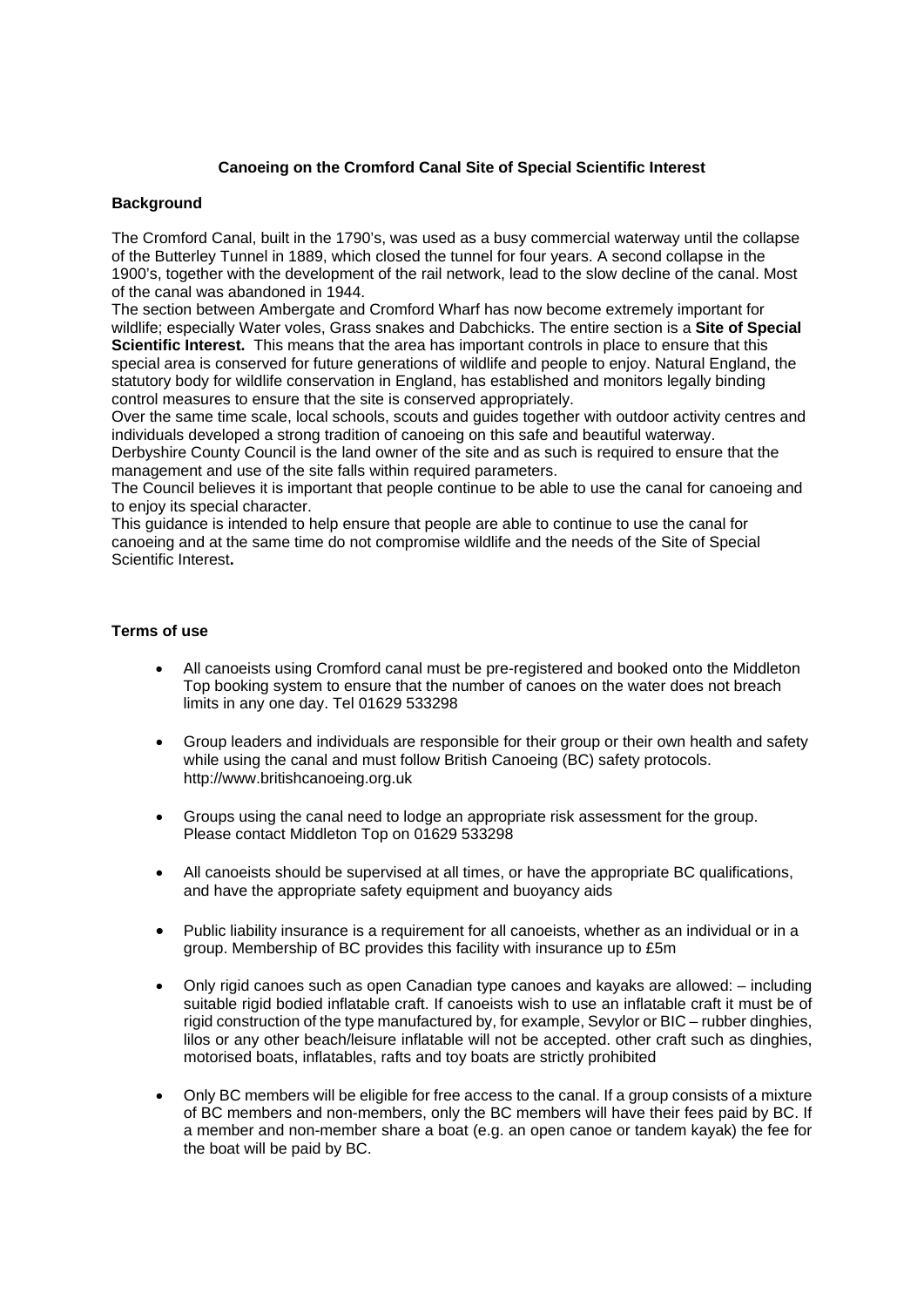# Canoeing on the Cromford Canal Site of Special Scientific Interest

## Background

The Cromford Canal, built in the 1790's, was used as a busy commercial waterway until the collapse of the Butterley Tunnel in 1889, which closed the tunnel for four years. A second collapse in the 1900's, together with the development of the rail network, lead to the slow decline of the canal. Most of the canal was abandoned in 1944.

The section between Ambergate and Cromford Wharf has now become extremely important for wildlife; especially Water voles, Grass snakes and Dabchicks. The entire section is a **Site of Special Scientific Interest.** This means that the area has important controls in place to ensure that this special area is conserved for future generations of wildlife and people to enjoy. Natural England, the statutory body for wildlife conservation in England, has established and monitors legally binding control measures to ensure that the site is conserved appropriately.

Over the same time scale, local schools, scouts and guides together with outdoor activity centres and individuals developed a strong tradition of canoeing on this safe and beautiful waterway.

Derbyshire County Council is the land owner of the site and as such is required to ensure that the management and use of the site falls within required parameters.

The Council believes it is important that people continue to be able to use the canal for canoeing and to enjoy its special character.

This guidance is intended to help ensure that people are able to continue to use the canal for canoeing and at the same time do not compromise wildlife and the needs of the Site of Special Scientific Interest**.**

## Terms of use

- All canoeists using Cromford canal must be pre-registered and booked onto the Middleton Top booking system to ensure that the number of canoes on the water does not breach limits in any one day. Tel 01629 533298
- Group leaders and individuals are responsible for their group or their own health and safety while using the canal and must follow British Canoeing (BC) safety protocols. http://www.britishcanoeing.org.uk
- Groups using the canal need to lodge an appropriate risk assessment for the group. Please contact Middleton Top on 01629 533298
- All canoeists should be supervised at all times, or have the appropriate BC qualifications, and have the appropriate safety equipment and buoyancy aids
- Public liability insurance is a requirement for all canoeists, whether as an individual or in a group. Membership of BC provides this facility with insurance up to £5m
- Only rigid canoes such as open Canadian type canoes and kayaks are allowed: – including suitable rigid bodied inflatable craft. If canoeists wish to use an inflatable craft it must be of rigid construction of the type manufactured by, for example, Sevylor or BIC – rubber dinghies, lilos or any other beach/leisure inflatable will not be accepted. other craft such as dinghies, motorised boats, inflatables, rafts and toy boats are strictly prohibited
- Only BC members will be eligible for free access to the canal. If a group consists of a mixture of BC members and non-members, only the BC members will have their fees paid by BC. If a member and non-member share a boat (e.g. an open canoe or tandem kayak) the fee for the boat will be paid by BC.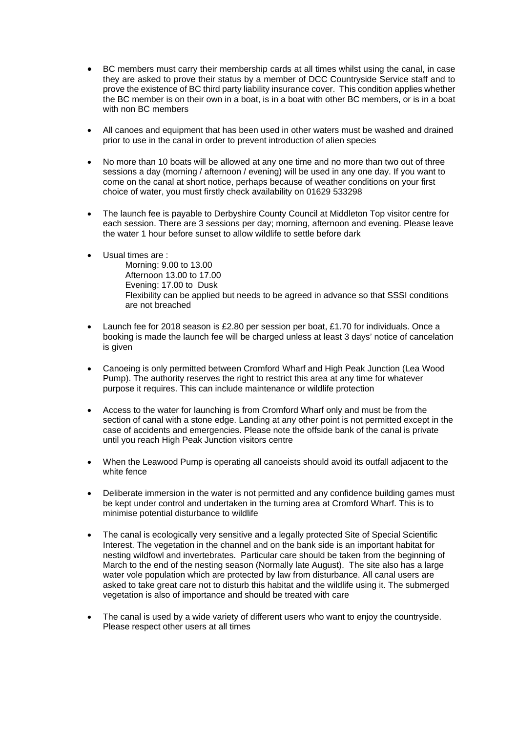- BC members must carry their membership cards at all times whilst using the canal, in case they are asked to prove their status by a member of DCC Countryside Service staff and to prove the existence of BC third party liability insurance cover. This condition applies whether the BC member is on their own in a boat, is in a boat with other BC members, or is in a boat with non BC members

- All canoes and equipment that has been used in other waters must be washed and drained prior to use in the canal in order to prevent introduction of alien species

- No more than 10 boats will be allowed at any one time and no more than two out of three sessions a day (morning / afternoon / evening) will be used in any one day. If you want to come on the canal at short notice, perhaps because of weather conditions on your first choice of water, you must firstly check availability on 01629 533298

- The launch fee is payable to Derbyshire County Council at Middleton Top visitor centre for each session. There are 3 sessions per day; morning, afternoon and evening. Please leave the water 1 hour before sunset to allow wildlife to settle before dark

- Usual times are :
  Morning: 9.00 to 13.00
  Afternoon 13.00 to 17.00
  Evening: 17.00 to Dusk
  Flexibility can be applied but needs to be agreed in advance so that SSSI conditions are not breached

- Launch fee for 2018 season is £2.80 per session per boat, £1.70 for individuals. Once a booking is made the launch fee will be charged unless at least 3 days' notice of cancelation is given

- Canoeing is only permitted between Cromford Wharf and High Peak Junction (Lea Wood Pump). The authority reserves the right to restrict this area at any time for whatever purpose it requires. This can include maintenance or wildlife protection

- Access to the water for launching is from Cromford Wharf only and must be from the section of canal with a stone edge. Landing at any other point is not permitted except in the case of accidents and emergencies. Please note the offside bank of the canal is private until you reach High Peak Junction visitors centre

- When the Leawood Pump is operating all canoeists should avoid its outfall adjacent to the white fence

- Deliberate immersion in the water is not permitted and any confidence building games must be kept under control and undertaken in the turning area at Cromford Wharf. This is to minimise potential disturbance to wildlife

- The canal is ecologically very sensitive and a legally protected Site of Special Scientific Interest. The vegetation in the channel and on the bank side is an important habitat for nesting wildfowl and invertebrates. Particular care should be taken from the beginning of March to the end of the nesting season (Normally late August). The site also has a large water vole population which are protected by law from disturbance. All canal users are asked to take great care not to disturb this habitat and the wildlife using it. The submerged vegetation is also of importance and should be treated with care

- The canal is used by a wide variety of different users who want to enjoy the countryside. Please respect other users at all times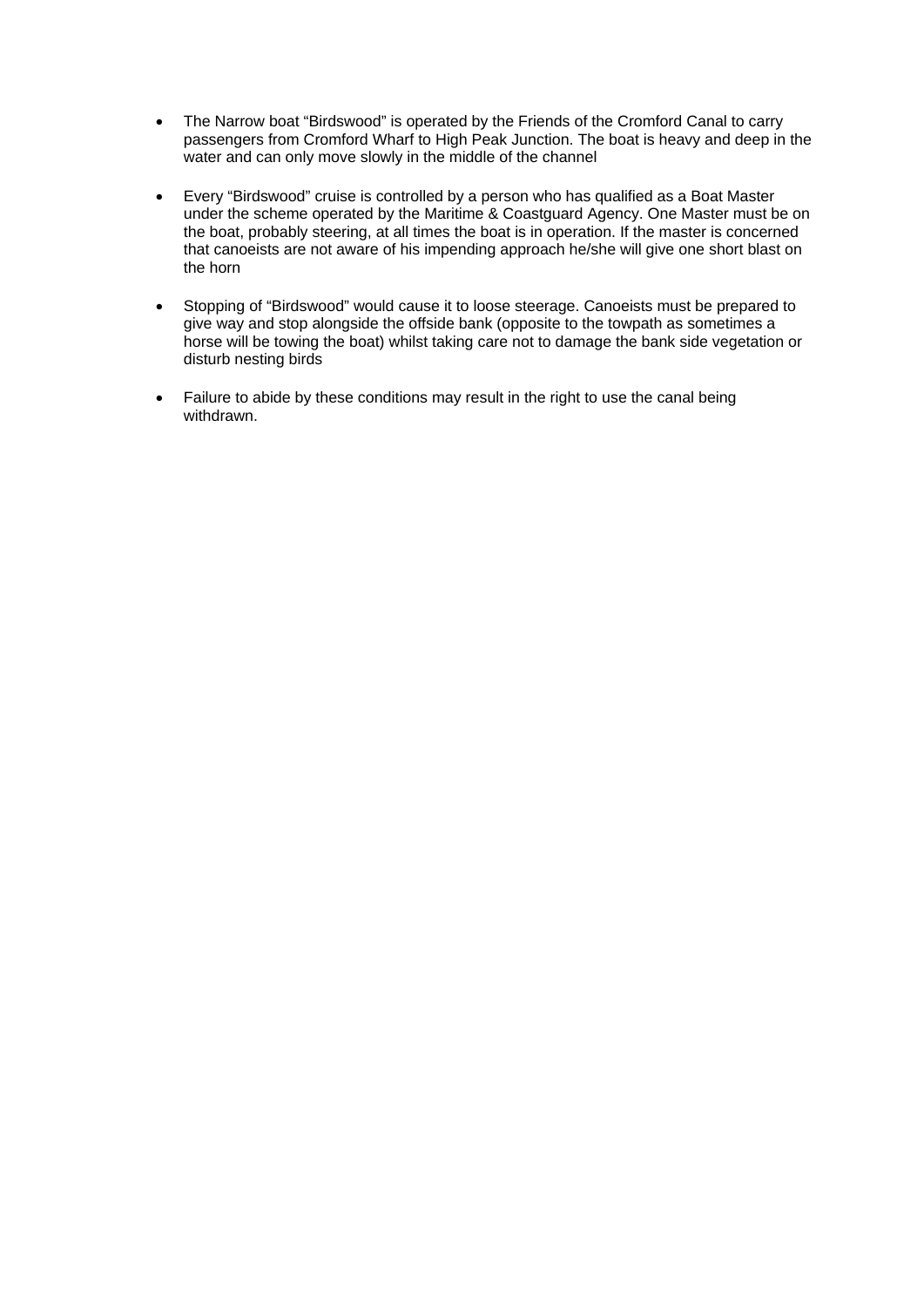- The Narrow boat "Birdswood" is operated by the Friends of the Cromford Canal to carry passengers from Cromford Wharf to High Peak Junction. The boat is heavy and deep in the water and can only move slowly in the middle of the channel

- Every "Birdswood" cruise is controlled by a person who has qualified as a Boat Master under the scheme operated by the Maritime & Coastguard Agency. One Master must be on the boat, probably steering, at all times the boat is in operation. If the master is concerned that canoeists are not aware of his impending approach he/she will give one short blast on the horn

- Stopping of "Birdswood" would cause it to loose steerage. Canoeists must be prepared to give way and stop alongside the offside bank (opposite to the towpath as sometimes a horse will be towing the boat) whilst taking care not to damage the bank side vegetation or disturb nesting birds

- Failure to abide by these conditions may result in the right to use the canal being withdrawn.